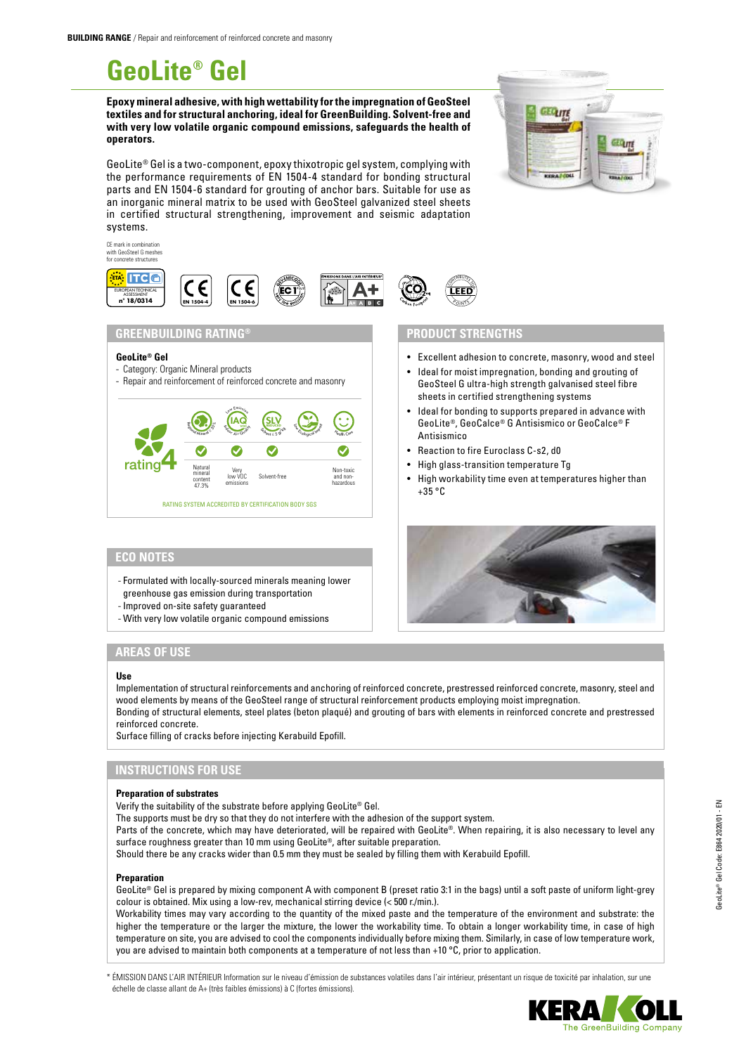**BUILDING RANGE** / Repair and reinforcement of reinforced concrete and masonry

# GeoLite® Gel

**Epoxy mineral adhesive, with high wettability for the impregnation of GeoSteel textiles and for structural anchoring, ideal for GreenBuilding. Solvent-free and with very low volatile organic compound emissions, safeguards the health of operators.**

GeoLite® Gel is a two-component, epoxy thixotropic gel system, complying with the performance requirements of EN 1504-4 standard for bonding structural parts and EN 1504-6 standard for grouting of anchor bars. Suitable for use as an inorganic mineral matrix to be used with GeoSteel galvanized steel sheets in certified structural strengthening, improvement and seismic adaptation systems.

CE mark in combination with GeoSteel G meshes for concrete structures

ETA ITC EUROPEAN TECHNICAL ASSESSMENT n° 18/0314 · CE EN 1504-4 · CE EN 1504-6 · EC1 · ÉMISSIONS DANS L'AIR INTÉRIEUR* A+ · $CO_2$ · LEED

## GREENBUILDING RATING®

**GeoLite® Gel**

- Category: Organic Mineral products
- Repair and reinforcement of reinforced concrete and masonry

rating 4

| Natural mineral content 47.3% | Very low VOC emissions | Solvent-free | | Non-toxic and non-hazardous |
|---|---|---|---|---|
| ✓ | ✓ | ✓ | | ✓ |

RATING SYSTEM ACCREDITED BY CERTIFICATION BODY SGS

## ECO NOTES

- Formulated with locally-sourced minerals meaning lower greenhouse gas emission during transportation
- Improved on-site safety guaranteed
- With very low volatile organic compound emissions

## PRODUCT STRENGTHS

- Excellent adhesion to concrete, masonry, wood and steel
- Ideal for moist impregnation, bonding and grouting of GeoSteel G ultra-high strength galvanised steel fibre sheets in certified strengthening systems
- Ideal for bonding to supports prepared in advance with GeoLite®, GeoCalce® G Antisismico or GeoCalce® F Antisismico
- Reaction to fire Euroclass C-s2, d0
- High glass-transition temperature Tg
- High workability time even at temperatures higher than +35 °C

## AREAS OF USE

**Use**

Implementation of structural reinforcements and anchoring of reinforced concrete, prestressed reinforced concrete, masonry, steel and wood elements by means of the GeoSteel range of structural reinforcement products employing moist impregnation.

Bonding of structural elements, steel plates (beton plaqué) and grouting of bars with elements in reinforced concrete and prestressed reinforced concrete.

Surface filling of cracks before injecting Kerabuild Epofill.

## INSTRUCTIONS FOR USE

**Preparation of substrates**

Verify the suitability of the substrate before applying GeoLite® Gel.

The supports must be dry so that they do not interfere with the adhesion of the support system.

Parts of the concrete, which may have deteriorated, will be repaired with GeoLite®. When repairing, it is also necessary to level any surface roughness greater than 10 mm using GeoLite®, after suitable preparation.

Should there be any cracks wider than 0.5 mm they must be sealed by filling them with Kerabuild Epofill.

**Preparation**

GeoLite® Gel is prepared by mixing component A with component B (preset ratio 3:1 in the bags) until a soft paste of uniform light-grey colour is obtained. Mix using a low-rev, mechanical stirring device (< 500 r./min.).

Workability times may vary according to the quantity of the mixed paste and the temperature of the environment and substrate: the higher the temperature or the larger the mixture, the lower the workability time. To obtain a longer workability time, in case of high temperature on site, you are advised to cool the components individually before mixing them. Similarly, in case of low temperature work, you are advised to maintain both components at a temperature of not less than +10 °C, prior to application.

\* ÉMISSION DANS L'AIR INTÉRIEUR Information sur le niveau d'émission de substances volatiles dans l'air intérieur, présentant un risque de toxicité par inhalation, sur une échelle de classe allant de A+ (très faibles émissions) à C (fortes émissions).

GeoLite® Gel Code: E864 2020/01 - EN

KERAKOLL The GreenBuilding Company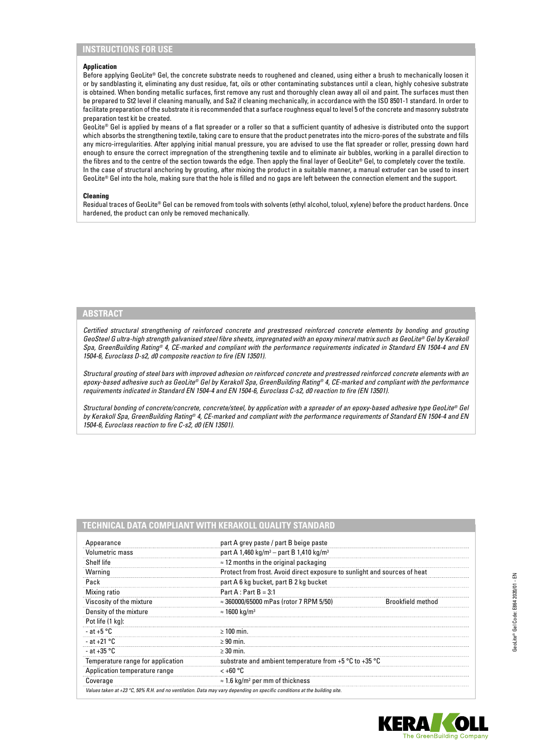## INSTRUCTIONS FOR USE

**Application**

Before applying GeoLite® Gel, the concrete substrate needs to roughened and cleaned, using either a brush to mechanically loosen it or by sandblasting it, eliminating any dust residue, fat, oils or other contaminating substances until a clean, highly cohesive substrate is obtained. When bonding metallic surfaces, first remove any rust and thoroughly clean away all oil and paint. The surfaces must then be prepared to St2 level if cleaning manually, and Sa2 if cleaning mechanically, in accordance with the ISO 8501-1 standard. In order to facilitate preparation of the substrate it is recommended that a surface roughness equal to level 5 of the concrete and masonry substrate preparation test kit be created.

GeoLite® Gel is applied by means of a flat spreader or a roller so that a sufficient quantity of adhesive is distributed onto the support which absorbs the strengthening textile, taking care to ensure that the product penetrates into the micro-pores of the substrate and fills any micro-irregularities. After applying initial manual pressure, you are advised to use the flat spreader or roller, pressing down hard enough to ensure the correct impregnation of the strengthening textile and to eliminate air bubbles, working in a parallel direction to the fibres and to the centre of the section towards the edge. Then apply the final layer of GeoLite® Gel, to completely cover the textile.

In the case of structural anchoring by grouting, after mixing the product in a suitable manner, a manual extruder can be used to insert GeoLite® Gel into the hole, making sure that the hole is filled and no gaps are left between the connection element and the support.

**Cleaning**

Residual traces of GeoLite® Gel can be removed from tools with solvents (ethyl alcohol, toluol, xylene) before the product hardens. Once hardened, the product can only be removed mechanically.

## ABSTRACT

*Certified structural strengthening of reinforced concrete and prestressed reinforced concrete elements by bonding and grouting GeoSteel G ultra-high strength galvanised steel fibre sheets, impregnated with an epoxy mineral matrix such as GeoLite® Gel by Kerakoll Spa, GreenBuilding Rating® 4, CE-marked and compliant with the performance requirements indicated in Standard EN 1504-4 and EN 1504-6, Euroclass D-s2, d0 composite reaction to fire (EN 13501).*

*Structural grouting of steel bars with improved adhesion on reinforced concrete and prestressed reinforced concrete elements with an epoxy-based adhesive such as GeoLite® Gel by Kerakoll Spa, GreenBuilding Rating® 4, CE-marked and compliant with the performance requirements indicated in Standard EN 1504-4 and EN 1504-6, Euroclass C-s2, d0 reaction to fire (EN 13501).*

*Structural bonding of concrete/concrete, concrete/steel, by application with a spreader of an epoxy-based adhesive type GeoLite® Gel by Kerakoll Spa, GreenBuilding Rating® 4, CE-marked and compliant with the performance requirements of Standard EN 1504-4 and EN 1504-6, Euroclass reaction to fire C-s2, d0 (EN 13501).*

## TECHNICAL DATA COMPLIANT WITH KERAKOLL QUALITY STANDARD

| | | |
|---|---|---|
| Appearance | part A grey paste / part B beige paste | |
| Volumetric mass | part A 1,460 kg/m³ – part B 1,410 kg/m³ | |
| Shelf life | ≈ 12 months in the original packaging | |
| Warning | Protect from frost. Avoid direct exposure to sunlight and sources of heat | |
| Pack | part A 6 kg bucket, part B 2 kg bucket | |
| Mixing ratio | Part A : Part B = 3:1 | |
| Viscosity of the mixture | ≈ 360000/65000 mPas (rotor 7 RPM 5/50) | Brookfield method |
| Density of the mixture | ≈ 1600 kg/m³ | |
| Pot life (1 kg): | | |
| - at +5 °C | ≥ 100 min. | |
| - at +21 °C | ≥ 90 min. | |
| - at +35 °C | ≥ 30 min. | |
| Temperature range for application | substrate and ambient temperature from +5 °C to +35 °C | |
| Application temperature range | < +60 °C | |
| Coverage | ≈ 1.6 kg/m² per mm of thickness | |

*Values taken at +23 °C, 50% R.H. and no ventilation. Data may vary depending on specific conditions at the building site.*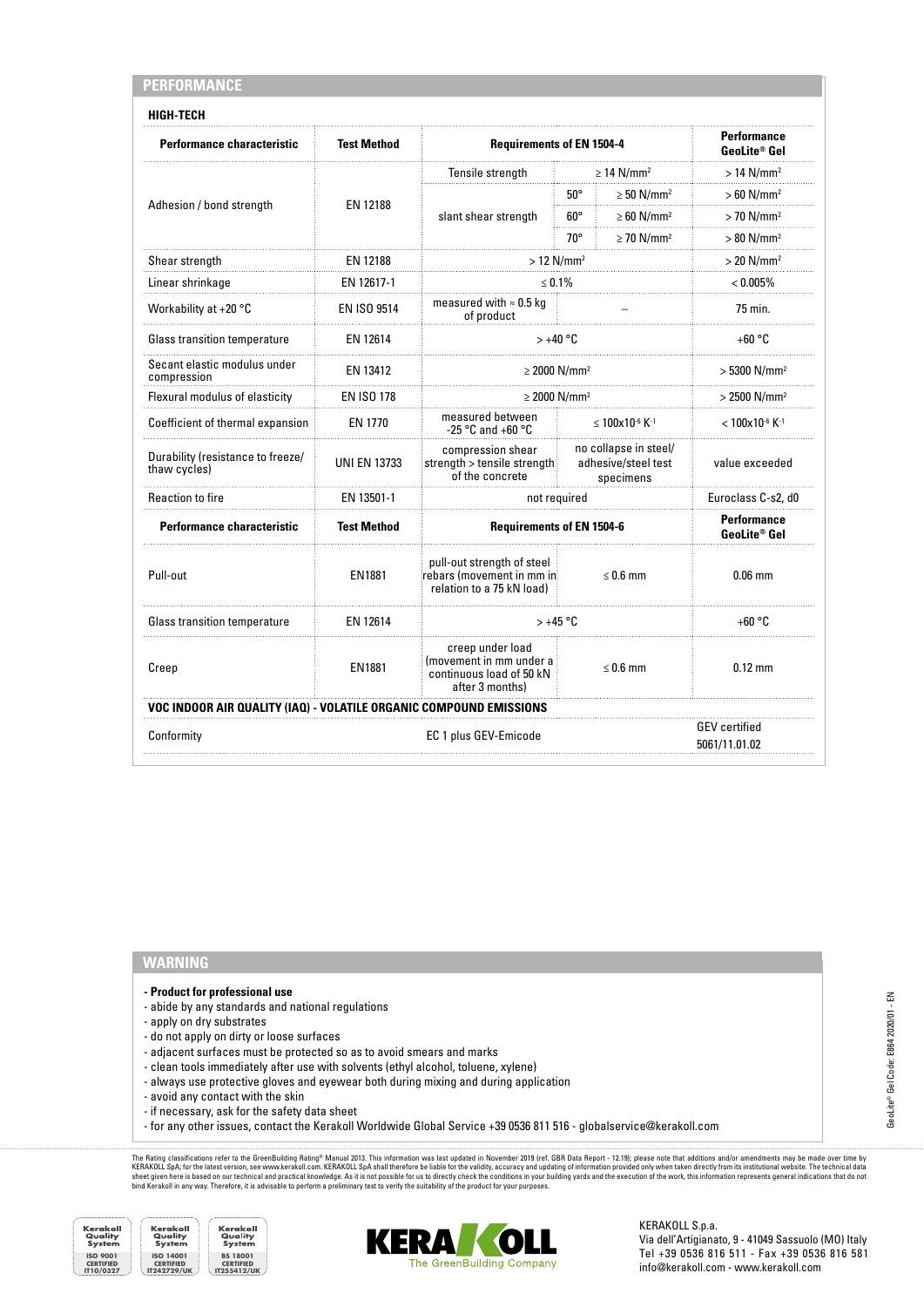## PERFORMANCE

### HIGH-TECH

| Performance characteristic | Test Method | Requirements of EN 1504-4 | | | Performance GeoLite® Gel |
|---|---|---|---|---|---|
| Adhesion / bond strength | EN 12188 | Tensile strength | | ≥ 14 N/mm² | > 14 N/mm² |
| | | slant shear strength | 50° | ≥ 50 N/mm² | > 60 N/mm² |
| | | | 60° | ≥ 60 N/mm² | > 70 N/mm² |
| | | | 70° | ≥ 70 N/mm² | > 80 N/mm² |
| Shear strength | EN 12188 | > 12 N/mm² | | | > 20 N/mm² |
| Linear shrinkage | EN 12617-1 | ≤ 0.1% | | | < 0.005% |
| Workability at +20 °C | EN ISO 9514 | measured with ≈ 0.5 kg of product | | – | 75 min. |
| Glass transition temperature | EN 12614 | > +40 °C | | | +60 °C |
| Secant elastic modulus under compression | EN 13412 | ≥ 2000 N/mm² | | | > 5300 N/mm² |
| Flexural modulus of elasticity | EN ISO 178 | ≥ 2000 N/mm² | | | > 2500 N/mm² |
| Coefficient of thermal expansion | EN 1770 | measured between -25 °C and +60 °C | | ≤ 100x10⁻⁶ K⁻¹ | < 100x10⁻⁶ K⁻¹ |
| Durability (resistance to freeze/ thaw cycles) | UNI EN 13733 | compression shear strength > tensile strength of the concrete | | no collapse in steel/ adhesive/steel test specimens | value exceeded |
| Reaction to fire | EN 13501-1 | not required | | | Euroclass C-s2, d0 |
| **Performance characteristic** | **Test Method** | **Requirements of EN 1504-6** | | | **Performance GeoLite® Gel** |
| Pull-out | EN1881 | pull-out strength of steel rebars (movement in mm in relation to a 75 kN load) | | ≤ 0.6 mm | 0.06 mm |
| Glass transition temperature | EN 12614 | > +45 °C | | | +60 °C |
| Creep | EN1881 | creep under load (movement in mm under a continuous load of 50 kN after 3 months) | | ≤ 0.6 mm | 0.12 mm |
| **VOC INDOOR AIR QUALITY (IAQ) - VOLATILE ORGANIC COMPOUND EMISSIONS** | | | | | |
| Conformity | | EC 1 plus GEV-Emicode | | | GEV certified 5061/11.01.02 |

## WARNING

**- Product for professional use**
- abide by any standards and national regulations
- apply on dry substrates
- do not apply on dirty or loose surfaces
- adjacent surfaces must be protected so as to avoid smears and marks
- clean tools immediately after use with solvents (ethyl alcohol, toluene, xylene)
- always use protective gloves and eyewear both during mixing and during application
- avoid any contact with the skin
- if necessary, ask for the safety data sheet
- for any other issues, contact the Kerakoll Worldwide Global Service +39 0536 811 516 - globalservice@kerakoll.com

The Rating classifications refer to the GreenBuilding Rating® Manual 2013. This information was last updated in November 2019 (ref. GBR Data Report - 12.19); please note that additions and/or amendments may be made over time by KERAKOLL SpA; for the latest version, see www.kerakoll.com. KERAKOLL SpA shall therefore be liable for the validity, accuracy and updating of information provided only when taken directly from its institutional website. The technical data sheet given here is based on our technical and practical knowledge. As it is not possible for us to directly check the conditions in your building yards and the execution of the work, this information represents general indications that do not bind Kerakoll in any way. Therefore, it is advisable to perform a preliminary test to verify the suitability of the product for your purposes.

GeoLite® Gel Code: E864 2020/01 - EN

Kerakoll Quality System ISO 9001 CERTIFIED IT10/0327 | Kerakoll Quality System ISO 14001 CERTIFIED IT242729/UK | Kerakoll Quality System BS 18001 CERTIFIED IT255412/UK

KERAKOLL The GreenBuilding Company

KERAKOLL S.p.a.
Via dell'Artigianato, 9 - 41049 Sassuolo (MO) Italy
Tel +39 0536 816 511 - Fax +39 0536 816 581
info@kerakoll.com - www.kerakoll.com